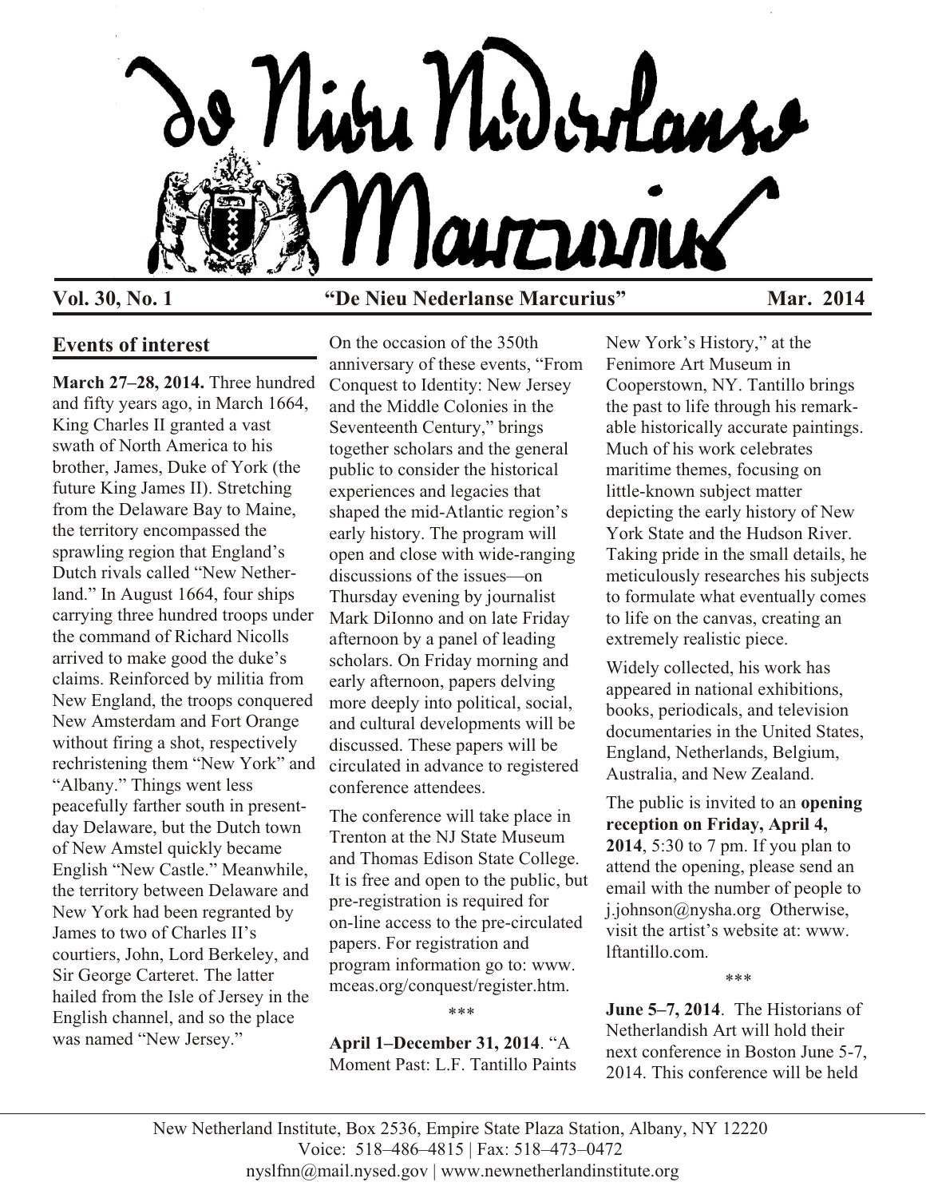# De Nieu Nederlanse Marcurius

**Vol. 30, No. 1** **"De Nieu Nederlanse Marcurius"** **Mar. 2014**

## Events of interest

**March 27–28, 2014.** Three hundred and fifty years ago, in March 1664, King Charles II granted a vast swath of North America to his brother, James, Duke of York (the future King James II). Stretching from the Delaware Bay to Maine, the territory encompassed the sprawling region that England's Dutch rivals called "New Netherland." In August 1664, four ships carrying three hundred troops under the command of Richard Nicolls arrived to make good the duke's claims. Reinforced by militia from New England, the troops conquered New Amsterdam and Fort Orange without firing a shot, respectively rechristening them "New York" and "Albany." Things went less peacefully farther south in present-day Delaware, but the Dutch town of New Amstel quickly became English "New Castle." Meanwhile, the territory between Delaware and New York had been regranted by James to two of Charles II's courtiers, John, Lord Berkeley, and Sir George Carteret. The latter hailed from the Isle of Jersey in the English channel, and so the place was named "New Jersey."

On the occasion of the 350th anniversary of these events, "From Conquest to Identity: New Jersey and the Middle Colonies in the Seventeenth Century," brings together scholars and the general public to consider the historical experiences and legacies that shaped the mid-Atlantic region's early history. The program will open and close with wide-ranging discussions of the issues—on Thursday evening by journalist Mark DiIonno and on late Friday afternoon by a panel of leading scholars. On Friday morning and early afternoon, papers delving more deeply into political, social, and cultural developments will be discussed. These papers will be circulated in advance to registered conference attendees.

The conference will take place in Trenton at the NJ State Museum and Thomas Edison State College. It is free and open to the public, but pre-registration is required for on-line access to the pre-circulated papers. For registration and program information go to: www.mceas.org/conquest/register.htm.

\*\*\*

**April 1–December 31, 2014**. "A Moment Past: L.F. Tantillo Paints New York's History," at the Fenimore Art Museum in Cooperstown, NY. Tantillo brings the past to life through his remarkable historically accurate paintings. Much of his work celebrates maritime themes, focusing on little-known subject matter depicting the early history of New York State and the Hudson River. Taking pride in the small details, he meticulously researches his subjects to formulate what eventually comes to life on the canvas, creating an extremely realistic piece.

Widely collected, his work has appeared in national exhibitions, books, periodicals, and television documentaries in the United States, England, Netherlands, Belgium, Australia, and New Zealand.

The public is invited to an **opening reception on Friday, April 4, 2014**, 5:30 to 7 pm. If you plan to attend the opening, please send an email with the number of people to j.johnson@nysha.org Otherwise, visit the artist's website at: www.lftantillo.com.

\*\*\*

**June 5–7, 2014**. The Historians of Netherlandish Art will hold their next conference in Boston June 5-7, 2014. This conference will be held

New Netherland Institute, Box 2536, Empire State Plaza Station, Albany, NY 12220
Voice: 518–486–4815 | Fax: 518–473–0472
nyslfnn@mail.nysed.gov | www.newnetherlandinstitute.org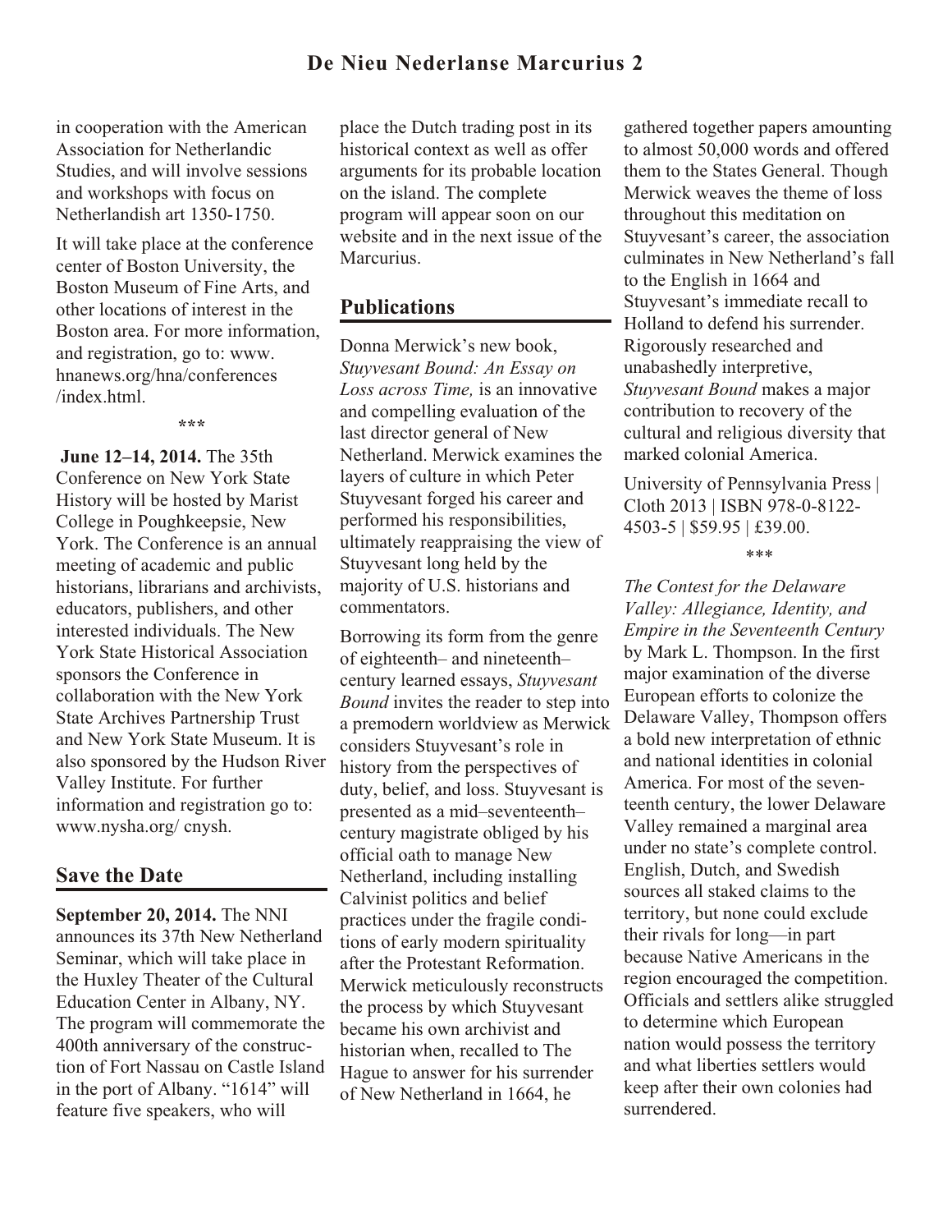in cooperation with the American Association for Netherlandic Studies, and will involve sessions and workshops with focus on Netherlandish art 1350-1750.

It will take place at the conference center of Boston University, the Boston Museum of Fine Arts, and other locations of interest in the Boston area. For more information, and registration, go to: www.hnanews.org/hna/conferences/index.html.

\*\*\*

**June 12–14, 2014.** The 35th Conference on New York State History will be hosted by Marist College in Poughkeepsie, New York. The Conference is an annual meeting of academic and public historians, librarians and archivists, educators, publishers, and other interested individuals. The New York State Historical Association sponsors the Conference in collaboration with the New York State Archives Partnership Trust and New York State Museum. It is also sponsored by the Hudson River Valley Institute. For further information and registration go to: www.nysha.org/ cnysh.

## Save the Date

**September 20, 2014.** The NNI announces its 37th New Netherland Seminar, which will take place in the Huxley Theater of the Cultural Education Center in Albany, NY. The program will commemorate the 400th anniversary of the construction of Fort Nassau on Castle Island in the port of Albany. "1614" will feature five speakers, who will place the Dutch trading post in its historical context as well as offer arguments for its probable location on the island. The complete program will appear soon on our website and in the next issue of the Marcurius.

## Publications

Donna Merwick's new book, *Stuyvesant Bound: An Essay on Loss across Time,* is an innovative and compelling evaluation of the last director general of New Netherland. Merwick examines the layers of culture in which Peter Stuyvesant forged his career and performed his responsibilities, ultimately reappraising the view of Stuyvesant long held by the majority of U.S. historians and commentators.

Borrowing its form from the genre of eighteenth– and nineteenth–century learned essays, *Stuyvesant Bound* invites the reader to step into a premodern worldview as Merwick considers Stuyvesant's role in history from the perspectives of duty, belief, and loss. Stuyvesant is presented as a mid–seventeenth–century magistrate obliged by his official oath to manage New Netherland, including installing Calvinist politics and belief practices under the fragile conditions of early modern spirituality after the Protestant Reformation. Merwick meticulously reconstructs the process by which Stuyvesant became his own archivist and historian when, recalled to The Hague to answer for his surrender of New Netherland in 1664, he gathered together papers amounting to almost 50,000 words and offered them to the States General. Though Merwick weaves the theme of loss throughout this meditation on Stuyvesant's career, the association culminates in New Netherland's fall to the English in 1664 and Stuyvesant's immediate recall to Holland to defend his surrender. Rigorously researched and unabashedly interpretive, *Stuyvesant Bound* makes a major contribution to recovery of the cultural and religious diversity that marked colonial America.

University of Pennsylvania Press | Cloth 2013 | ISBN 978-0-8122-4503-5 | $59.95 | £39.00.

\*\*\*

*The Contest for the Delaware Valley: Allegiance, Identity, and Empire in the Seventeenth Century* by Mark L. Thompson. In the first major examination of the diverse European efforts to colonize the Delaware Valley, Thompson offers a bold new interpretation of ethnic and national identities in colonial America. For most of the seventeenth century, the lower Delaware Valley remained a marginal area under no state's complete control. English, Dutch, and Swedish sources all staked claims to the territory, but none could exclude their rivals for long—in part because Native Americans in the region encouraged the competition. Officials and settlers alike struggled to determine which European nation would possess the territory and what liberties settlers would keep after their own colonies had surrendered.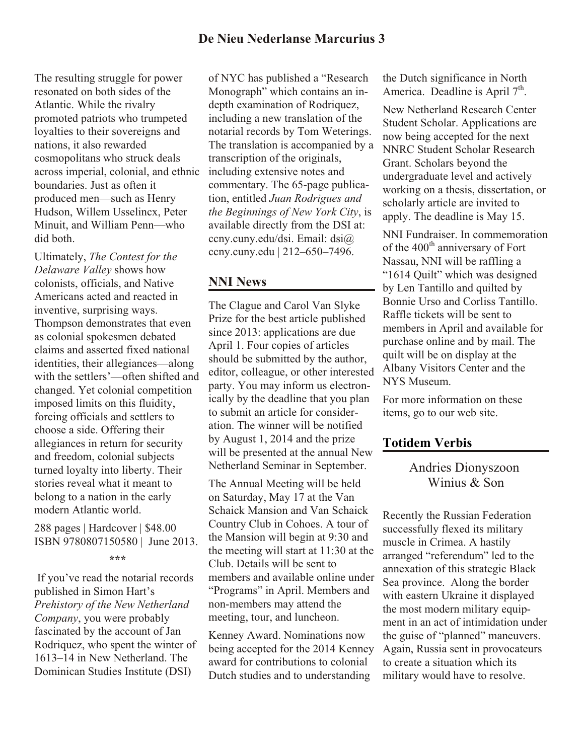The resulting struggle for power resonated on both sides of the Atlantic. While the rivalry promoted patriots who trumpeted loyalties to their sovereigns and nations, it also rewarded cosmopolitans who struck deals across imperial, colonial, and ethnic boundaries. Just as often it produced men—such as Henry Hudson, Willem Usselincx, Peter Minuit, and William Penn—who did both.

Ultimately, *The Contest for the Delaware Valley* shows how colonists, officials, and Native Americans acted and reacted in inventive, surprising ways. Thompson demonstrates that even as colonial spokesmen debated claims and asserted fixed national identities, their allegiances—along with the settlers'—often shifted and changed. Yet colonial competition imposed limits on this fluidity, forcing officials and settlers to choose a side. Offering their allegiances in return for security and freedom, colonial subjects turned loyalty into liberty. Their stories reveal what it meant to belong to a nation in the early modern Atlantic world.

288 pages | Hardcover | $48.00
ISBN 9780807150580 | June 2013.

\*\*\*

If you've read the notarial records published in Simon Hart's *Prehistory of the New Netherland Company*, you were probably fascinated by the account of Jan Rodriquez, who spent the winter of 1613–14 in New Netherland. The Dominican Studies Institute (DSI) of NYC has published a "Research Monograph" which contains an in-depth examination of Rodriquez, including a new translation of the notarial records by Tom Weterings. The translation is accompanied by a transcription of the originals, including extensive notes and commentary. The 65-page publication, entitled *Juan Rodrigues and the Beginnings of New York City*, is available directly from the DSI at: ccny.cuny.edu/dsi. Email: dsi@ccny.cuny.edu | 212–650–7496.

## NNI News

The Clague and Carol Van Slyke Prize for the best article published since 2013: applications are due April 1. Four copies of articles should be submitted by the author, editor, colleague, or other interested party. You may inform us electronically by the deadline that you plan to submit an article for consideration. The winner will be notified by August 1, 2014 and the prize will be presented at the annual New Netherland Seminar in September.

The Annual Meeting will be held on Saturday, May 17 at the Van Schaick Mansion and Van Schaick Country Club in Cohoes. A tour of the Mansion will begin at 9:30 and the meeting will start at 11:30 at the Club. Details will be sent to members and available online under "Programs" in April. Members and non-members may attend the meeting, tour, and luncheon.

Kenney Award. Nominations now being accepted for the 2014 Kenney award for contributions to colonial Dutch studies and to understanding the Dutch significance in North America. Deadline is April 7th.

New Netherland Research Center Student Scholar. Applications are now being accepted for the next NNRC Student Scholar Research Grant. Scholars beyond the undergraduate level and actively working on a thesis, dissertation, or scholarly article are invited to apply. The deadline is May 15.

NNI Fundraiser. In commemoration of the 400th anniversary of Fort Nassau, NNI will be raffling a "1614 Quilt" which was designed by Len Tantillo and quilted by Bonnie Urso and Corliss Tantillo. Raffle tickets will be sent to members in April and available for purchase online and by mail. The quilt will be on display at the Albany Visitors Center and the NYS Museum.

For more information on these items, go to our web site.

## Totidem Verbis

Andries Dionyszoon Winius & Son

Recently the Russian Federation successfully flexed its military muscle in Crimea. A hastily arranged "referendum" led to the annexation of this strategic Black Sea province. Along the border with eastern Ukraine it displayed the most modern military equipment in an act of intimidation under the guise of "planned" maneuvers. Again, Russia sent in provocateurs to create a situation which its military would have to resolve.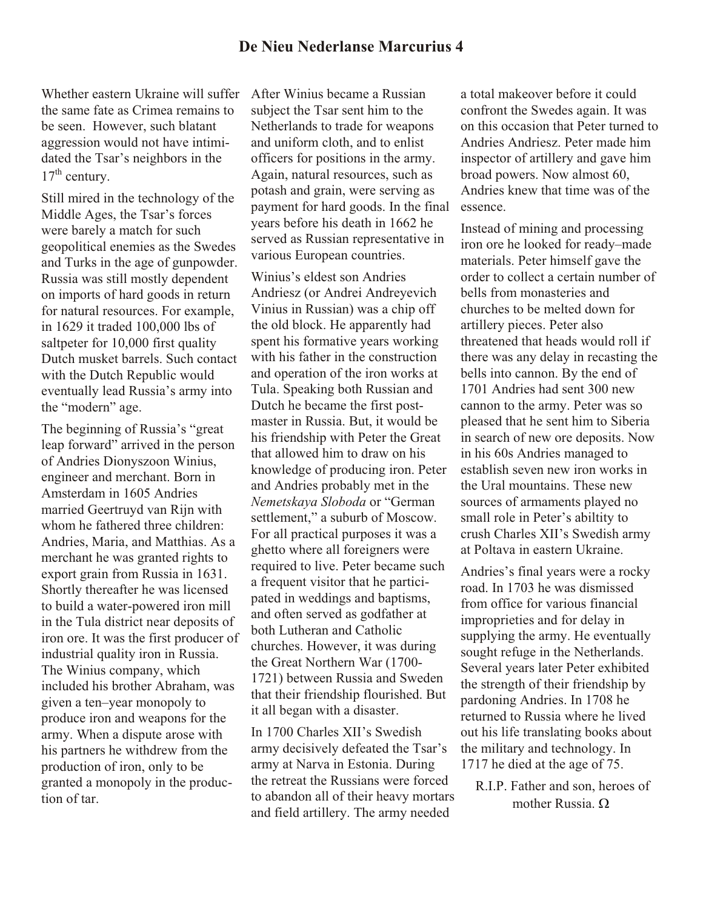Whether eastern Ukraine will suffer the same fate as Crimea remains to be seen. However, such blatant aggression would not have intimidated the Tsar's neighbors in the 17th century.

Still mired in the technology of the Middle Ages, the Tsar's forces were barely a match for such geopolitical enemies as the Swedes and Turks in the age of gunpowder. Russia was still mostly dependent on imports of hard goods in return for natural resources. For example, in 1629 it traded 100,000 lbs of saltpeter for 10,000 first quality Dutch musket barrels. Such contact with the Dutch Republic would eventually lead Russia's army into the "modern" age.

The beginning of Russia's "great leap forward" arrived in the person of Andries Dionyszoon Winius, engineer and merchant. Born in Amsterdam in 1605 Andries married Geertruyd van Rijn with whom he fathered three children: Andries, Maria, and Matthias. As a merchant he was granted rights to export grain from Russia in 1631. Shortly thereafter he was licensed to build a water-powered iron mill in the Tula district near deposits of iron ore. It was the first producer of industrial quality iron in Russia. The Winius company, which included his brother Abraham, was given a ten–year monopoly to produce iron and weapons for the army. When a dispute arose with his partners he withdrew from the production of iron, only to be granted a monopoly in the production of tar.

After Winius became a Russian subject the Tsar sent him to the Netherlands to trade for weapons and uniform cloth, and to enlist officers for positions in the army. Again, natural resources, such as potash and grain, were serving as payment for hard goods. In the final years before his death in 1662 he served as Russian representative in various European countries.

Winius's eldest son Andries Andriesz (or Andrei Andreyevich Vinius in Russian) was a chip off the old block. He apparently had spent his formative years working with his father in the construction and operation of the iron works at Tula. Speaking both Russian and Dutch he became the first postmaster in Russia. But, it would be his friendship with Peter the Great that allowed him to draw on his knowledge of producing iron. Peter and Andries probably met in the *Nemetskaya Sloboda* or "German settlement," a suburb of Moscow. For all practical purposes it was a ghetto where all foreigners were required to live. Peter became such a frequent visitor that he participated in weddings and baptisms, and often served as godfather at both Lutheran and Catholic churches. However, it was during the Great Northern War (1700-1721) between Russia and Sweden that their friendship flourished. But it all began with a disaster.

In 1700 Charles XII's Swedish army decisively defeated the Tsar's army at Narva in Estonia. During the retreat the Russians were forced to abandon all of their heavy mortars and field artillery. The army needed a total makeover before it could confront the Swedes again. It was on this occasion that Peter turned to Andries Andriesz. Peter made him inspector of artillery and gave him broad powers. Now almost 60, Andries knew that time was of the essence.

Instead of mining and processing iron ore he looked for ready–made materials. Peter himself gave the order to collect a certain number of bells from monasteries and churches to be melted down for artillery pieces. Peter also threatened that heads would roll if there was any delay in recasting the bells into cannon. By the end of 1701 Andries had sent 300 new cannon to the army. Peter was so pleased that he sent him to Siberia in search of new ore deposits. Now in his 60s Andries managed to establish seven new iron works in the Ural mountains. These new sources of armaments played no small role in Peter's abiltity to crush Charles XII's Swedish army at Poltava in eastern Ukraine.

Andries's final years were a rocky road. In 1703 he was dismissed from office for various financial improprieties and for delay in supplying the army. He eventually sought refuge in the Netherlands. Several years later Peter exhibited the strength of their friendship by pardoning Andries. In 1708 he returned to Russia where he lived out his life translating books about the military and technology. In 1717 he died at the age of 75.

R.I.P. Father and son, heroes of mother Russia. Ω